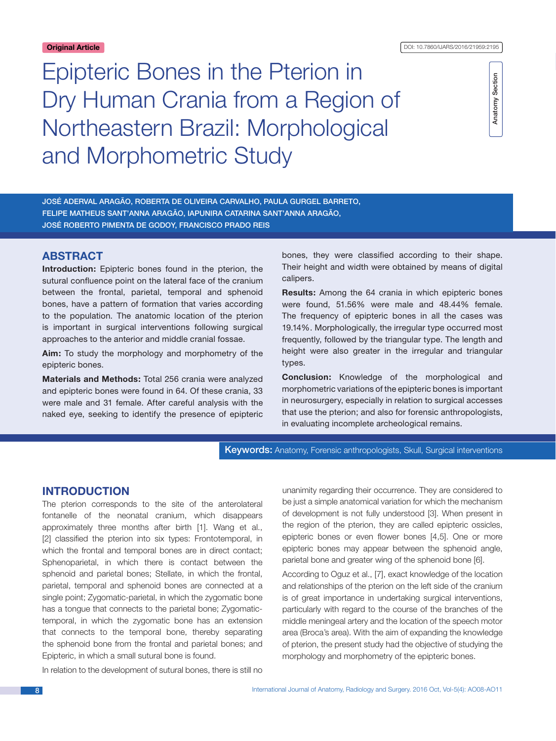Original Article

DOI: 10.7860/IJARS/2016/21959:2195

Anatomy Section

# Epipteric Bones in the Pterion in Dry Human Crania from a Region of Northeastern Brazil: Morphological and Morphometric Study

JOSÉ ADERVAL ARAGÃO, ROBERTA DE OLIVEIRA CARVALHO, PAULA GURGEL BARRETO, FELIPE MATHEUS SANT'ANNA ARAGÃO, IAPUNIRA CATARINA SANT'ANNA ARAGÃO, JOSÉ ROBERTO PIMENTA DE GODOY, FRANCISCO PRADO REIS

## ABSTRACT

**Introduction:** Epipteric bones found in the pterion, the sutural confluence point on the lateral face of the cranium between the frontal, parietal, temporal and sphenoid bones, have a pattern of formation that varies according to the population. The anatomic location of the pterion is important in surgical interventions following surgical approaches to the anterior and middle cranial fossae.

**Aim:** To study the morphology and morphometry of the epipteric bones.

**Materials and Methods:** Total 256 crania were analyzed and epipteric bones were found in 64. Of these crania, 33 were male and 31 female. After careful analysis with the naked eye, seeking to identify the presence of epipteric bones, they were classified according to their shape. Their height and width were obtained by means of digital calipers.

**Results:** Among the 64 crania in which epipteric bones were found, 51.56% were male and 48.44% female. The frequency of epipteric bones in all the cases was 19.14%. Morphologically, the irregular type occurred most frequently, followed by the triangular type. The length and height were also greater in the irregular and triangular types.

**Conclusion:** Knowledge of the morphological and morphometric variations of the epipteric bones is important in neurosurgery, especially in relation to surgical accesses that use the pterion; and also for forensic anthropologists, in evaluating incomplete archeological remains.

**Keywords:** Anatomy, Forensic anthropologists, Skull, Surgical interventions

## INTRODUCTION

The pterion corresponds to the site of the anterolateral fontanelle of the neonatal cranium, which disappears approximately three months after birth [1]. Wang et al., [2] classified the pterion into six types: Frontotemporal, in which the frontal and temporal bones are in direct contact; Sphenoparietal, in which there is contact between the sphenoid and parietal bones; Stellate, in which the frontal, parietal, temporal and sphenoid bones are connected at a single point; Zygomatic-parietal, in which the zygomatic bone has a tongue that connects to the parietal bone; Zygomatic-temporal, in which the zygomatic bone has an extension that connects to the temporal bone, thereby separating the sphenoid bone from the frontal and parietal bones; and Epipteric, in which a small sutural bone is found.

In relation to the development of sutural bones, there is still no unanimity regarding their occurrence. They are considered to be just a simple anatomical variation for which the mechanism of development is not fully understood [3]. When present in the region of the pterion, they are called epipteric ossicles, epipteric bones or even flower bones [4,5]. One or more epipteric bones may appear between the sphenoid angle, parietal bone and greater wing of the sphenoid bone [6].

According to Oguz et al., [7], exact knowledge of the location and relationships of the pterion on the left side of the cranium is of great importance in undertaking surgical interventions, particularly with regard to the course of the branches of the middle meningeal artery and the location of the speech motor area (Broca's area). With the aim of expanding the knowledge of pterion, the present study had the objective of studying the morphology and morphometry of the epipteric bones.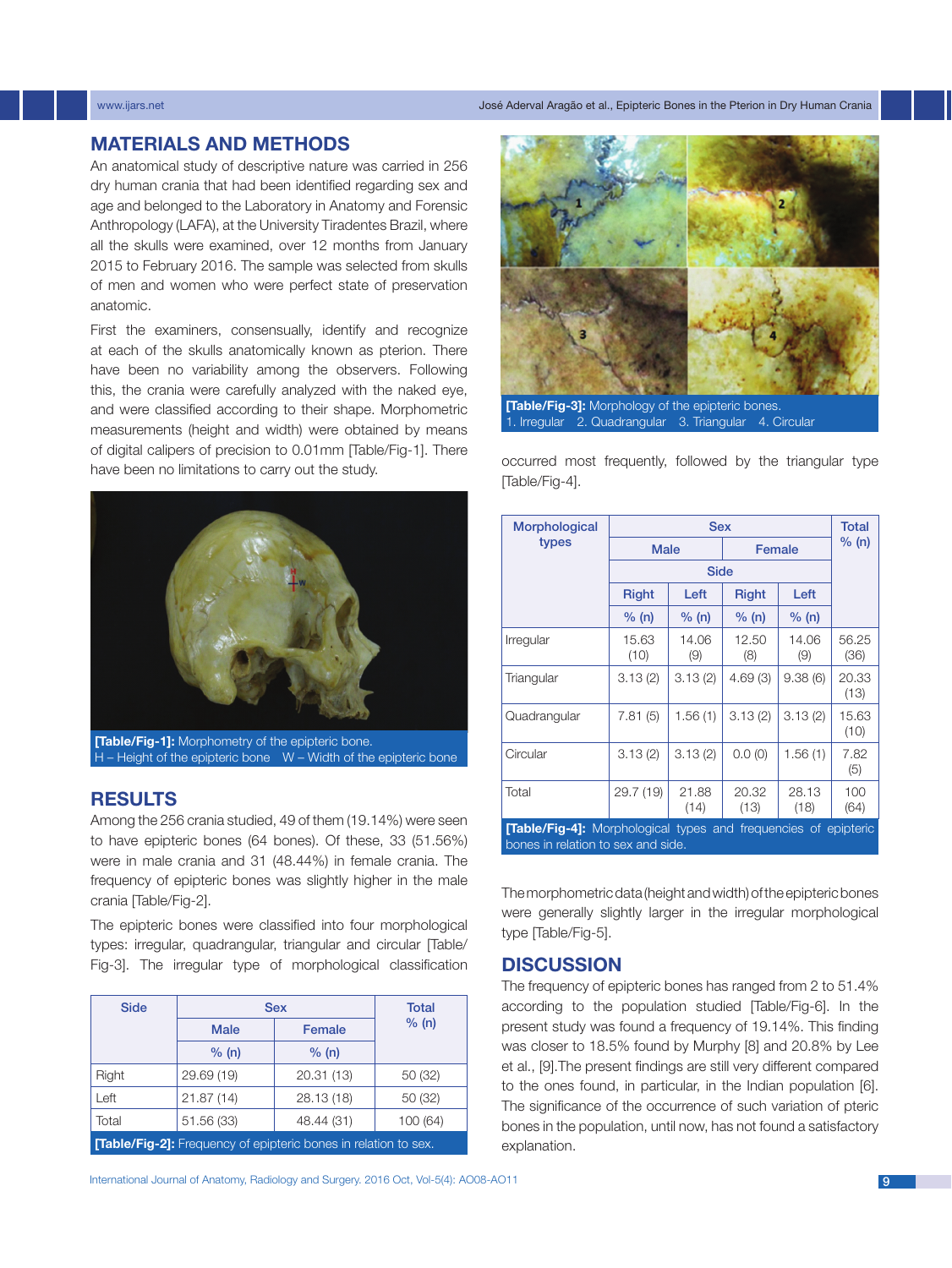## MATERIALS AND METHODS

An anatomical study of descriptive nature was carried in 256 dry human crania that had been identified regarding sex and age and belonged to the Laboratory in Anatomy and Forensic Anthropology (LAFA), at the University Tiradentes Brazil, where all the skulls were examined, over 12 months from January 2015 to February 2016. The sample was selected from skulls of men and women who were perfect state of preservation anatomic.

First the examiners, consensually, identify and recognize at each of the skulls anatomically known as pterion. There have been no variability among the observers. Following this, the crania were carefully analyzed with the naked eye, and were classified according to their shape. Morphometric measurements (height and width) were obtained by means of digital calipers of precision to 0.01mm [Table/Fig-1]. There have been no limitations to carry out the study.

**[Table/Fig-1]:** Morphometry of the epipteric bone.
H – Height of the epipteric bone W – Width of the epipteric bone

## RESULTS

Among the 256 crania studied, 49 of them (19.14%) were seen to have epipteric bones (64 bones). Of these, 33 (51.56%) were in male crania and 31 (48.44%) in female crania. The frequency of epipteric bones was slightly higher in the male crania [Table/Fig-2].

The epipteric bones were classified into four morphological types: irregular, quadrangular, triangular and circular [Table/Fig-3]. The irregular type of morphological classification occurred most frequently, followed by the triangular type [Table/Fig-4].

| Side | Sex | | Total % (n) |
|---|---|---|---|
| | Male | Female | |
| | % (n) | % (n) | |
| Right | 29.69 (19) | 20.31 (13) | 50 (32) |
| Left | 21.87 (14) | 28.13 (18) | 50 (32) |
| Total | 51.56 (33) | 48.44 (31) | 100 (64) |

**[Table/Fig-2]:** Frequency of epipteric bones in relation to sex.

**[Table/Fig-3]:** Morphology of the epipteric bones.
1. Irregular 2. Quadrangular 3. Triangular 4. Circular

| Morphological types | Sex | | | | Total % (n) |
|---|---|---|---|---|---|
| | Male | | Female | | |
| | Side | | | | |
| | Right | Left | Right | Left | |
| | % (n) | % (n) | % (n) | % (n) | |
| Irregular | 15.63 (10) | 14.06 (9) | 12.50 (8) | 14.06 (9) | 56.25 (36) |
| Triangular | 3.13 (2) | 3.13 (2) | 4.69 (3) | 9.38 (6) | 20.33 (13) |
| Quadrangular | 7.81 (5) | 1.56 (1) | 3.13 (2) | 3.13 (2) | 15.63 (10) |
| Circular | 3.13 (2) | 3.13 (2) | 0.0 (0) | 1.56 (1) | 7.82 (5) |
| Total | 29.7 (19) | 21.88 (14) | 20.32 (13) | 28.13 (18) | 100 (64) |

**[Table/Fig-4]:** Morphological types and frequencies of epipteric bones in relation to sex and side.

The morphometric data (height and width) of the epipteric bones were generally slightly larger in the irregular morphological type [Table/Fig-5].

## DISCUSSION

The frequency of epipteric bones has ranged from 2 to 51.4% according to the population studied [Table/Fig-6]. In the present study was found a frequency of 19.14%. This finding was closer to 18.5% found by Murphy [8] and 20.8% by Lee et al., [9].The present findings are still very different compared to the ones found, in particular, in the Indian population [6]. The significance of the occurrence of such variation of pteric bones in the population, until now, has not found a satisfactory explanation.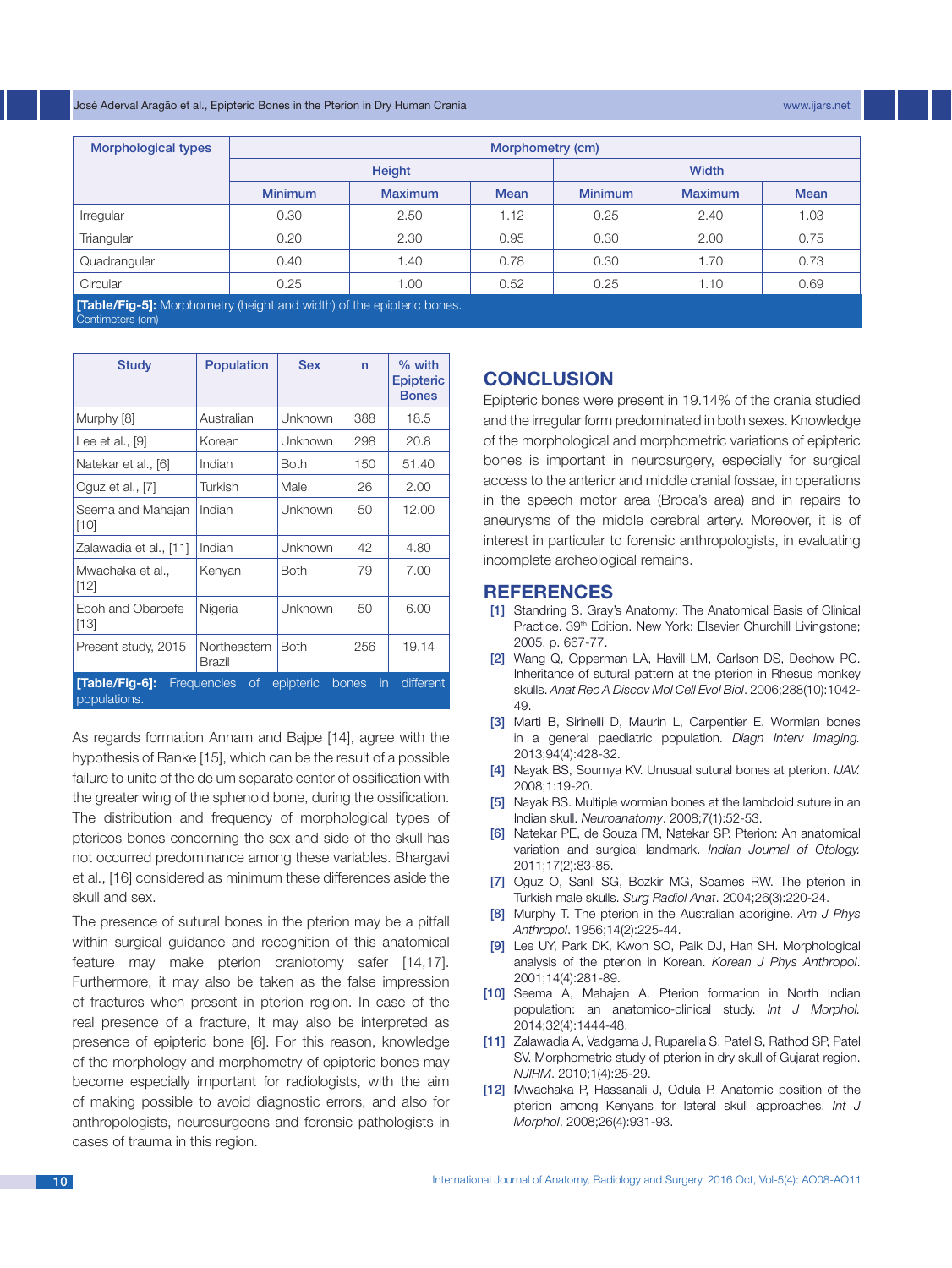| Morphological types | Morphometry (cm) | | | | | |
|---|---|---|---|---|---|---|
| | Height | | | Width | | |
| | Minimum | Maximum | Mean | Minimum | Maximum | Mean |
| Irregular | 0.30 | 2.50 | 1.12 | 0.25 | 2.40 | 1.03 |
| Triangular | 0.20 | 2.30 | 0.95 | 0.30 | 2.00 | 0.75 |
| Quadrangular | 0.40 | 1.40 | 0.78 | 0.30 | 1.70 | 0.73 |
| Circular | 0.25 | 1.00 | 0.52 | 0.25 | 1.10 | 0.69 |

**[Table/Fig-5]:** Morphometry (height and width) of the epipteric bones.
Centimeters (cm)

| Study | Population | Sex | n | % with Epipteric Bones |
|---|---|---|---|---|
| Murphy [8] | Australian | Unknown | 388 | 18.5 |
| Lee et al., [9] | Korean | Unknown | 298 | 20.8 |
| Natekar et al., [6] | Indian | Both | 150 | 51.40 |
| Oguz et al., [7] | Turkish | Male | 26 | 2.00 |
| Seema and Mahajan [10] | Indian | Unknown | 50 | 12.00 |
| Zalawadia et al., [11] | Indian | Unknown | 42 | 4.80 |
| Mwachaka et al., [12] | Kenyan | Both | 79 | 7.00 |
| Eboh and Obaroefe [13] | Nigeria | Unknown | 50 | 6.00 |
| Present study, 2015 | Northeastern Brazil | Both | 256 | 19.14 |

**[Table/Fig-6]:** Frequencies of epipteric bones in different populations.

As regards formation Annam and Bajpe [14], agree with the hypothesis of Ranke [15], which can be the result of a possible failure to unite of the de um separate center of ossification with the greater wing of the sphenoid bone, during the ossification. The distribution and frequency of morphological types of ptericos bones concerning the sex and side of the skull has not occurred predominance among these variables. Bhargavi et al., [16] considered as minimum these differences aside the skull and sex.

The presence of sutural bones in the pterion may be a pitfall within surgical guidance and recognition of this anatomical feature may make pterion craniotomy safer [14,17]. Furthermore, it may also be taken as the false impression of fractures when present in pterion region. In case of the real presence of a fracture, It may also be interpreted as presence of epipteric bone [6]. For this reason, knowledge of the morphology and morphometry of epipteric bones may become especially important for radiologists, with the aim of making possible to avoid diagnostic errors, and also for anthropologists, neurosurgeons and forensic pathologists in cases of trauma in this region.

## CONCLUSION

Epipteric bones were present in 19.14% of the crania studied and the irregular form predominated in both sexes. Knowledge of the morphological and morphometric variations of epipteric bones is important in neurosurgery, especially for surgical access to the anterior and middle cranial fossae, in operations in the speech motor area (Broca's area) and in repairs to aneurysms of the middle cerebral artery. Moreover, it is of interest in particular to forensic anthropologists, in evaluating incomplete archeological remains.

## REFERENCES

[1] Standring S. Gray's Anatomy: The Anatomical Basis of Clinical Practice. 39th Edition. New York: Elsevier Churchill Livingstone; 2005. p. 667-77.

[2] Wang Q, Opperman LA, Havill LM, Carlson DS, Dechow PC. Inheritance of sutural pattern at the pterion in Rhesus monkey skulls. *Anat Rec A Discov Mol Cell Evol Biol*. 2006;288(10):1042-49.

[3] Marti B, Sirinelli D, Maurin L, Carpentier E. Wormian bones in a general paediatric population. *Diagn Interv Imaging.* 2013;94(4):428-32.

[4] Nayak BS, Soumya KV. Unusual sutural bones at pterion. *IJAV.* 2008;1:19-20.

[5] Nayak BS. Multiple wormian bones at the lambdoid suture in an Indian skull. *Neuroanatomy*. 2008;7(1):52-53.

[6] Natekar PE, de Souza FM, Natekar SP. Pterion: An anatomical variation and surgical landmark. *Indian Journal of Otology.* 2011;17(2):83-85.

[7] Oguz O, Sanli SG, Bozkir MG, Soames RW. The pterion in Turkish male skulls. *Surg Radiol Anat*. 2004;26(3):220-24.

[8] Murphy T. The pterion in the Australian aborigine. *Am J Phys Anthropol*. 1956;14(2):225-44.

[9] Lee UY, Park DK, Kwon SO, Paik DJ, Han SH. Morphological analysis of the pterion in Korean. *Korean J Phys Anthropol*. 2001;14(4):281-89.

[10] Seema A, Mahajan A. Pterion formation in North Indian population: an anatomico-clinical study. *Int J Morphol.* 2014;32(4):1444-48.

[11] Zalawadia A, Vadgama J, Ruparelia S, Patel S, Rathod SP, Patel SV. Morphometric study of pterion in dry skull of Gujarat region. *NJIRM*. 2010;1(4):25-29.

[12] Mwachaka P, Hassanali J, Odula P. Anatomic position of the pterion among Kenyans for lateral skull approaches. *Int J Morphol*. 2008;26(4):931-93.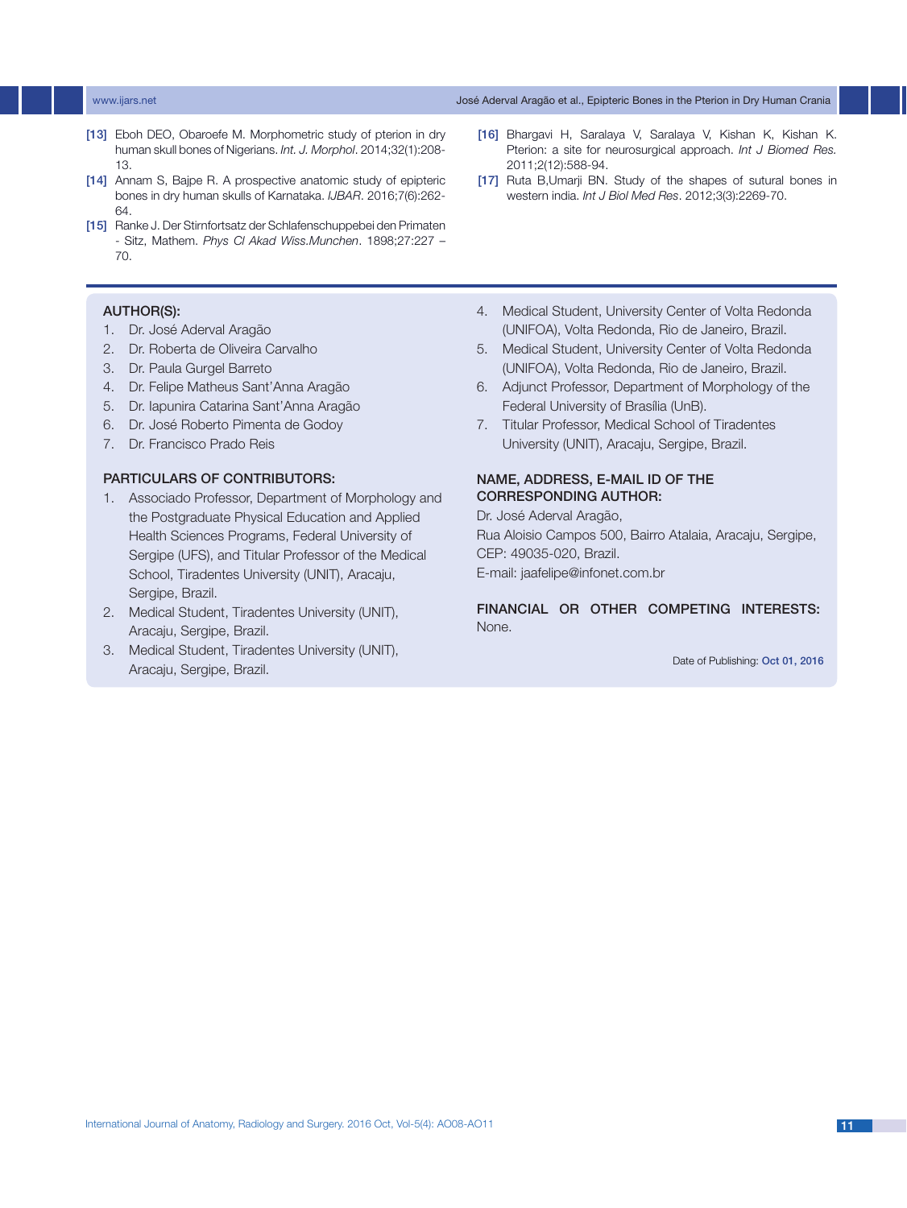[13] Eboh DEO, Obaroefe M. Morphometric study of pterion in dry human skull bones of Nigerians. *Int. J. Morphol*. 2014;32(1):208-13.

[14] Annam S, Bajpe R. A prospective anatomic study of epipteric bones in dry human skulls of Karnataka. *IJBAR*. 2016;7(6):262-64.

[15] Ranke J. Der Stirnfortsatz der Schlafenschuppebei den Primaten - Sitz, Mathem. *Phys Cl Akad Wiss.Munchen*. 1898;27:227 – 70.

[16] Bhargavi H, Saralaya V, Saralaya V, Kishan K, Kishan K. Pterion: a site for neurosurgical approach. *Int J Biomed Res.* 2011;2(12):588-94.

[17] Ruta B,Umarji BN. Study of the shapes of sutural bones in western india. *Int J Biol Med Res*. 2012;3(3):2269-70.

**AUTHOR(S):**

1. Dr. José Aderval Aragão
2. Dr. Roberta de Oliveira Carvalho
3. Dr. Paula Gurgel Barreto
4. Dr. Felipe Matheus Sant'Anna Aragão
5. Dr. Iapunira Catarina Sant'Anna Aragão
6. Dr. José Roberto Pimenta de Godoy
7. Dr. Francisco Prado Reis

**PARTICULARS OF CONTRIBUTORS:**

1. Associado Professor, Department of Morphology and the Postgraduate Physical Education and Applied Health Sciences Programs, Federal University of Sergipe (UFS), and Titular Professor of the Medical School, Tiradentes University (UNIT), Aracaju, Sergipe, Brazil.
2. Medical Student, Tiradentes University (UNIT), Aracaju, Sergipe, Brazil.
3. Medical Student, Tiradentes University (UNIT), Aracaju, Sergipe, Brazil.
4. Medical Student, University Center of Volta Redonda (UNIFOA), Volta Redonda, Rio de Janeiro, Brazil.
5. Medical Student, University Center of Volta Redonda (UNIFOA), Volta Redonda, Rio de Janeiro, Brazil.
6. Adjunct Professor, Department of Morphology of the Federal University of Brasilia (UnB).
7. Titular Professor, Medical School of Tiradentes University (UNIT), Aracaju, Sergipe, Brazil.

**NAME, ADDRESS, E-MAIL ID OF THE CORRESPONDING AUTHOR:**

Dr. José Aderval Aragão,
Rua Aloisio Campos 500, Bairro Atalaia, Aracaju, Sergipe, CEP: 49035-020, Brazil.
E-mail: jaafelipe@infonet.com.br

**FINANCIAL OR OTHER COMPETING INTERESTS:** None.

Date of Publishing: Oct 01, 2016